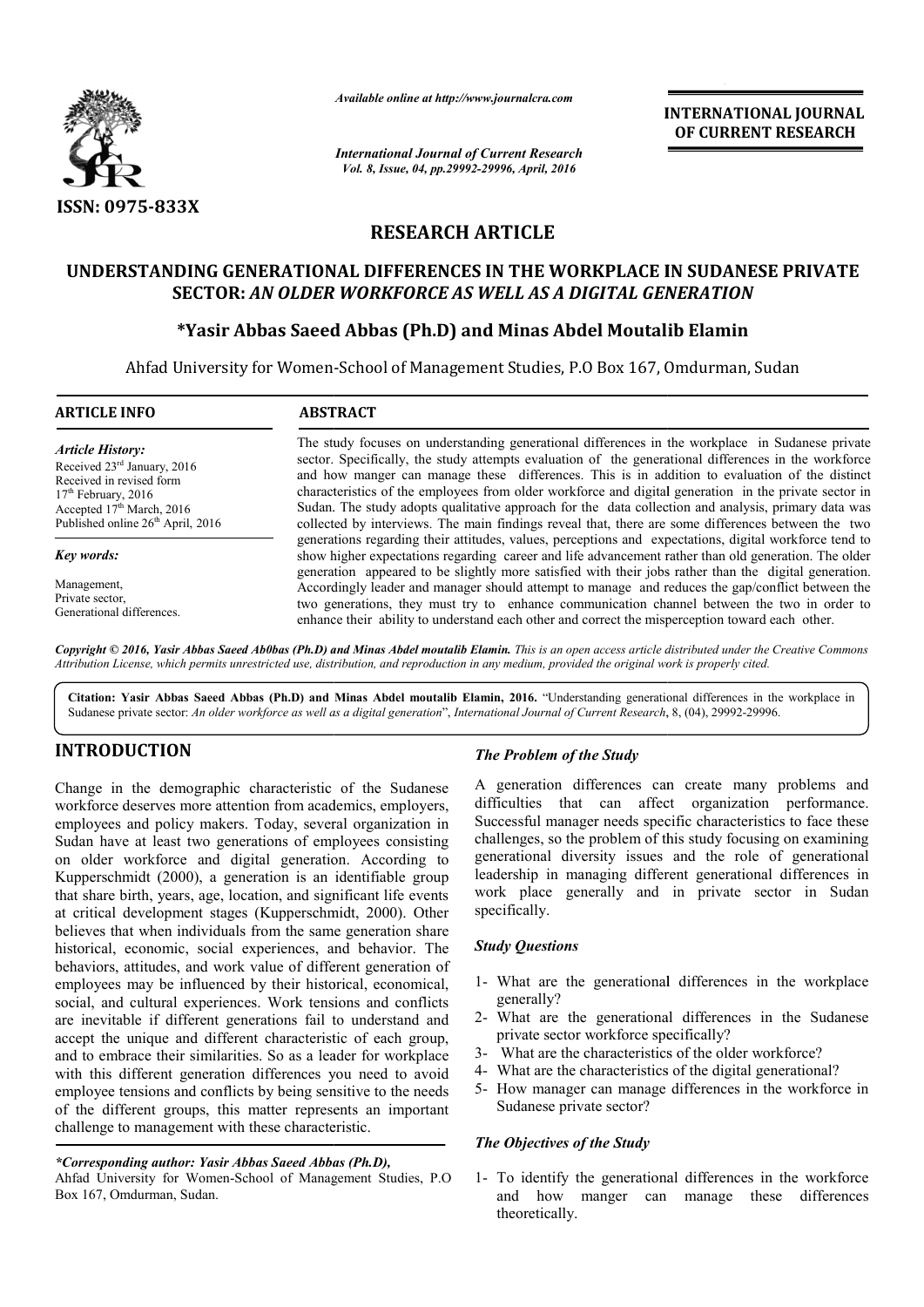# RESEARCH ARTICLE

# UNDERSTANDING GENERATIONAL DIFFERENCES IN THE WORKPLACE IN SUDANESE PRIVATE SECTOR: *AN OLDER WORKFORCE AS WELL AS A DIGITAL GENERATION*

**\*Yasir Abbas Saeed Abbas (Ph.D) and Minas Abdel Moutalib Elamin**

Ahfad University for Women-School of Management Studies, P.O Box 167, Omdurman, Sudan

## ARTICLE INFO

*Article History:*

Received 23[rd] January, 2016
Received in revised form 17[th] February, 2016
Accepted 17[th] March, 2016
Published online 26[th] April, 2016

*Key words:*

Management,
Private sector,
Generational differences.

## ABSTRACT

The study focuses on understanding generational differences in the workplace in Sudanese private sector. Specifically, the study attempts evaluation of the generational differences in the workforce and how manger can manage these differences. This is in addition to evaluation of the distinct characteristics of the employees from older workforce and digital generation in the private sector in Sudan. The study adopts qualitative approach for the data collection and analysis, primary data was collected by interviews. The main findings reveal that, there are some differences between the two generations regarding their attitudes, values, perceptions and expectations, digital workforce tend to show higher expectations regarding career and life advancement rather than old generation. The older generation appeared to be slightly more satisfied with their jobs rather than the digital generation. Accordingly leader and manager should attempt to manage and reduces the gap/conflict between the two generations, they must try to enhance communication channel between the two in order to enhance their ability to understand each other and correct the misperception toward each other.

*Copyright © 2016, Yasir Abbas Saeed Ab0bas (Ph.D) and Minas Abdel moutalib Elamin. This is an open access article distributed under the Creative Commons Attribution License, which permits unrestricted use, distribution, and reproduction in any medium, provided the original work is properly cited.*

**Citation: Yasir Abbas Saeed Abbas (Ph.D) and Minas Abdel moutalib Elamin, 2016.** "Understanding generational differences in the workplace in Sudanese private sector: *An older workforce as well as a digital generation*", *International Journal of Current Research*, 8, (04), 29992-29996.

## INTRODUCTION

Change in the demographic characteristic of the Sudanese workforce deserves more attention from academics, employers, employees and policy makers. Today, several organization in Sudan have at least two generations of employees consisting on older workforce and digital generation. According to Kupperschmidt (2000), a generation is an identifiable group that share birth, years, age, location, and significant life events at critical development stages (Kupperschmidt, 2000). Other believes that when individuals from the same generation share historical, economic, social experiences, and behavior. The behaviors, attitudes, and work value of different generation of employees may be influenced by their historical, economical, social, and cultural experiences. Work tensions and conflicts are inevitable if different generations fail to understand and accept the unique and different characteristic of each group, and to embrace their similarities. So as a leader for workplace with this different generation differences you need to avoid employee tensions and conflicts by being sensitive to the needs of the different groups, this matter represents an important challenge to management with these characteristic.

*\*Corresponding author: Yasir Abbas Saeed Abbas (Ph.D),*
Ahfad University for Women-School of Management Studies, P.O Box 167, Omdurman, Sudan.

### *The Problem of the Study*

A generation differences can create many problems and difficulties that can affect organization performance. Successful manager needs specific characteristics to face these challenges, so the problem of this study focusing on examining generational diversity issues and the role of generational leadership in managing different generational differences in work place generally and in private sector in Sudan specifically.

### *Study Questions*

1- What are the generational differences in the workplace generally?
2- What are the generational differences in the Sudanese private sector workforce specifically?
3- What are the characteristics of the older workforce?
4- What are the characteristics of the digital generational?
5- How manager can manage differences in the workforce in Sudanese private sector?

### *The Objectives of the Study*

1- To identify the generational differences in the workforce and how manger can manage these differences theoretically.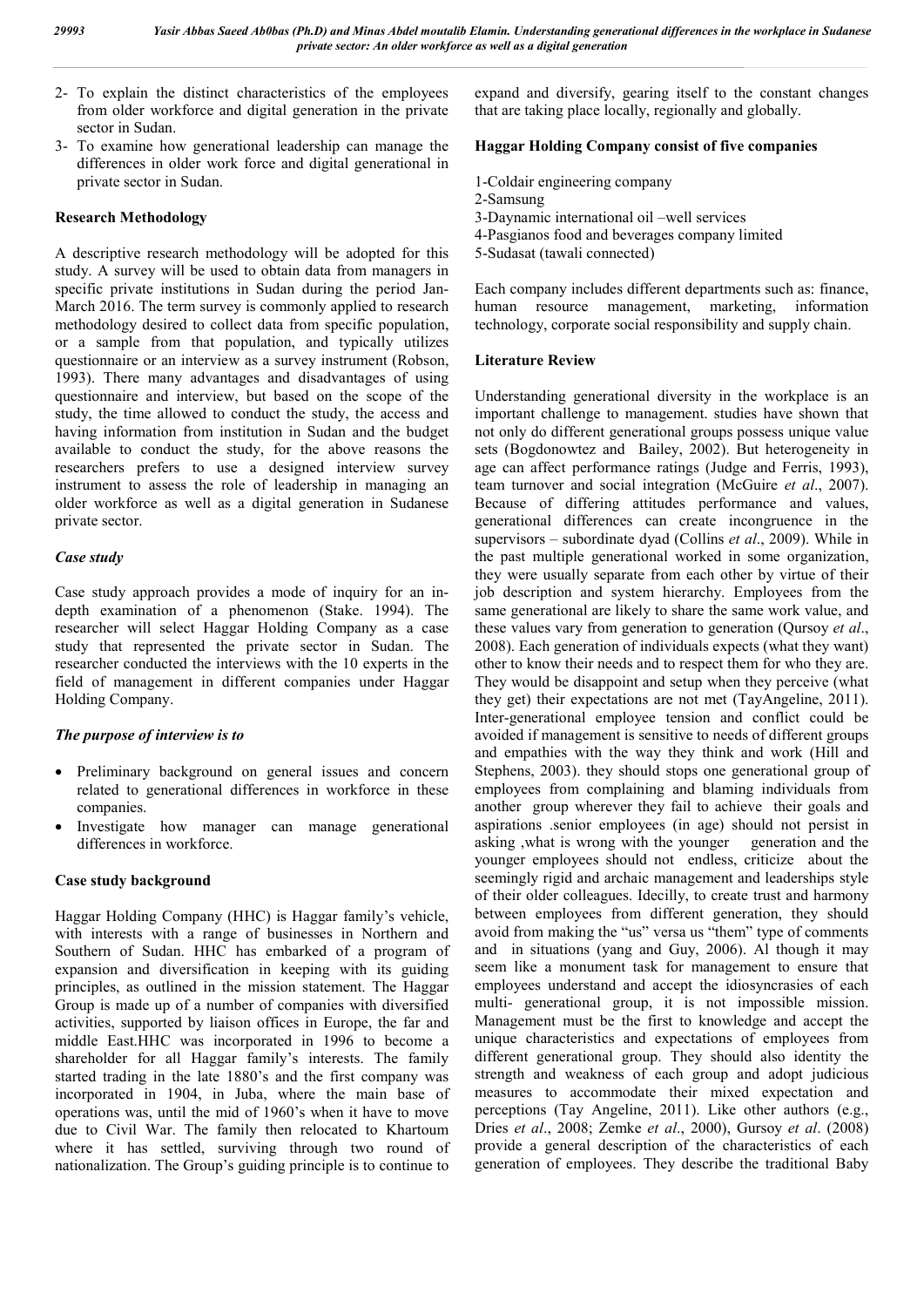2- To explain the distinct characteristics of the employees from older workforce and digital generation in the private sector in Sudan.
3- To examine how generational leadership can manage the differences in older work force and digital generational in private sector in Sudan.

## Research Methodology

A descriptive research methodology will be adopted for this study. A survey will be used to obtain data from managers in specific private institutions in Sudan during the period Jan-March 2016. The term survey is commonly applied to research methodology desired to collect data from specific population, or a sample from that population, and typically utilizes questionnaire or an interview as a survey instrument (Robson, 1993). There many advantages and disadvantages of using questionnaire and interview, but based on the scope of the study, the time allowed to conduct the study, the access and having information from institution in Sudan and the budget available to conduct the study, for the above reasons the researchers prefers to use a designed interview survey instrument to assess the role of leadership in managing an older workforce as well as a digital generation in Sudanese private sector.

### *Case study*

Case study approach provides a mode of inquiry for an in-depth examination of a phenomenon (Stake. 1994). The researcher will select Haggar Holding Company as a case study that represented the private sector in Sudan. The researcher conducted the interviews with the 10 experts in the field of management in different companies under Haggar Holding Company.

### *The purpose of interview is to*

- Preliminary background on general issues and concern related to generational differences in workforce in these companies.
- Investigate how manager can manage generational differences in workforce.

## Case study background

Haggar Holding Company (HHC) is Haggar family's vehicle, with interests with a range of businesses in Northern and Southern of Sudan. HHC has embarked of a program of expansion and diversification in keeping with its guiding principles, as outlined in the mission statement. The Haggar Group is made up of a number of companies with diversified activities, supported by liaison offices in Europe, the far and middle East.HHC was incorporated in 1996 to become a shareholder for all Haggar family's interests. The family started trading in the late 1880's and the first company was incorporated in 1904, in Juba, where the main base of operations was, until the mid of 1960's when it have to move due to Civil War. The family then relocated to Khartoum where it has settled, surviving through two round of nationalization. The Group's guiding principle is to continue to expand and diversify, gearing itself to the constant changes that are taking place locally, regionally and globally.

## Haggar Holding Company consist of five companies

1-Coldair engineering company
2-Samsung
3-Daynamic international oil –well services
4-Pasgianos food and beverages company limited
5-Sudasat (tawali connected)

Each company includes different departments such as: finance, human resource management, marketing, information technology, corporate social responsibility and supply chain.

## Literature Review

Understanding generational diversity in the workplace is an important challenge to management. studies have shown that not only do different generational groups possess unique value sets (Bogdonowtez and Bailey, 2002). But heterogeneity in age can affect performance ratings (Judge and Ferris, 1993), team turnover and social integration (McGuire *et al*., 2007). Because of differing attitudes performance and values, generational differences can create incongruence in the supervisors – subordinate dyad (Collins *et al*., 2009). While in the past multiple generational worked in some organization, they were usually separate from each other by virtue of their job description and system hierarchy. Employees from the same generational are likely to share the same work value, and these values vary from generation to generation (Qursoy *et al*., 2008). Each generation of individuals expects (what they want) other to know their needs and to respect them for who they are. They would be disappoint and setup when they perceive (what they get) their expectations are not met (TayAngeline, 2011). Inter-generational employee tension and conflict could be avoided if management is sensitive to needs of different groups and empathies with the way they think and work (Hill and Stephens, 2003). they should stops one generational group of employees from complaining and blaming individuals from another group wherever they fail to achieve their goals and aspirations .senior employees (in age) should not persist in asking ,what is wrong with the younger generation and the younger employees should not endless, criticize about the seemingly rigid and archaic management and leaderships style of their older colleagues. Idecilly, to create trust and harmony between employees from different generation, they should avoid from making the "us" versa us "them" type of comments and in situations (yang and Guy, 2006). Al though it may seem like a monument task for management to ensure that employees understand and accept the idiosyncrasies of each multi- generational group, it is not impossible mission. Management must be the first to knowledge and accept the unique characteristics and expectations of employees from different generational group. They should also identity the strength and weakness of each group and adopt judicious measures to accommodate their mixed expectation and perceptions (Tay Angeline, 2011). Like other authors (e.g., Dries *et al*., 2008; Zemke *et al*., 2000), Gursoy *et al*. (2008) provide a general description of the characteristics of each generation of employees. They describe the traditional Baby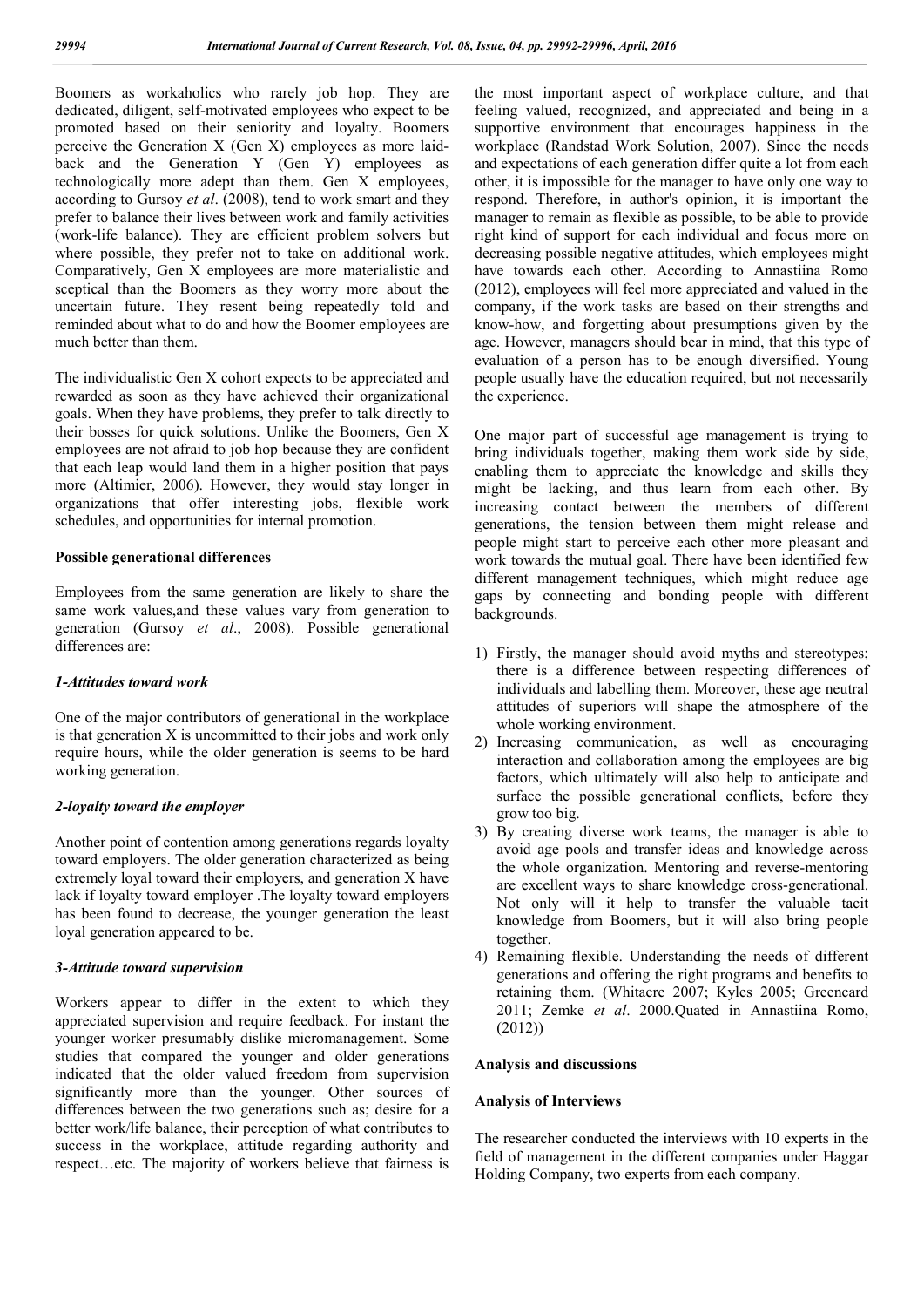Boomers as workaholics who rarely job hop. They are dedicated, diligent, self-motivated employees who expect to be promoted based on their seniority and loyalty. Boomers perceive the Generation X (Gen X) employees as more laid-back and the Generation Y (Gen Y) employees as technologically more adept than them. Gen X employees, according to Gursoy *et al*. (2008), tend to work smart and they prefer to balance their lives between work and family activities (work-life balance). They are efficient problem solvers but where possible, they prefer not to take on additional work. Comparatively, Gen X employees are more materialistic and sceptical than the Boomers as they worry more about the uncertain future. They resent being repeatedly told and reminded about what to do and how the Boomer employees are much better than them.

The individualistic Gen X cohort expects to be appreciated and rewarded as soon as they have achieved their organizational goals. When they have problems, they prefer to talk directly to their bosses for quick solutions. Unlike the Boomers, Gen X employees are not afraid to job hop because they are confident that each leap would land them in a higher position that pays more (Altimier, 2006). However, they would stay longer in organizations that offer interesting jobs, flexible work schedules, and opportunities for internal promotion.

**Possible generational differences**

Employees from the same generation are likely to share the same work values,and these values vary from generation to generation (Gursoy *et al*., 2008). Possible generational differences are:

***1-Attitudes toward work***

One of the major contributors of generational in the workplace is that generation X is uncommitted to their jobs and work only require hours, while the older generation is seems to be hard working generation.

***2-loyalty toward the employer***

Another point of contention among generations regards loyalty toward employers. The older generation characterized as being extremely loyal toward their employers, and generation X have lack if loyalty toward employer .The loyalty toward employers has been found to decrease, the younger generation the least loyal generation appeared to be.

***3-Attitude toward supervision***

Workers appear to differ in the extent to which they appreciated supervision and require feedback. For instant the younger worker presumably dislike micromanagement. Some studies that compared the younger and older generations indicated that the older valued freedom from supervision significantly more than the younger. Other sources of differences between the two generations such as; desire for a better work/life balance, their perception of what contributes to success in the workplace, attitude regarding authority and respect…etc. The majority of workers believe that fairness is the most important aspect of workplace culture, and that feeling valued, recognized, and appreciated and being in a supportive environment that encourages happiness in the workplace (Randstad Work Solution, 2007). Since the needs and expectations of each generation differ quite a lot from each other, it is impossible for the manager to have only one way to respond. Therefore, in author's opinion, it is important the manager to remain as flexible as possible, to be able to provide right kind of support for each individual and focus more on decreasing possible negative attitudes, which employees might have towards each other. According to Annastiina Romo (2012), employees will feel more appreciated and valued in the company, if the work tasks are based on their strengths and know-how, and forgetting about presumptions given by the age. However, managers should bear in mind, that this type of evaluation of a person has to be enough diversified. Young people usually have the education required, but not necessarily the experience.

One major part of successful age management is trying to bring individuals together, making them work side by side, enabling them to appreciate the knowledge and skills they might be lacking, and thus learn from each other. By increasing contact between the members of different generations, the tension between them might release and people might start to perceive each other more pleasant and work towards the mutual goal. There have been identified few different management techniques, which might reduce age gaps by connecting and bonding people with different backgrounds.

1) Firstly, the manager should avoid myths and stereotypes; there is a difference between respecting differences of individuals and labelling them. Moreover, these age neutral attitudes of superiors will shape the atmosphere of the whole working environment.
2) Increasing communication, as well as encouraging interaction and collaboration among the employees are big factors, which ultimately will also help to anticipate and surface the possible generational conflicts, before they grow too big.
3) By creating diverse work teams, the manager is able to avoid age pools and transfer ideas and knowledge across the whole organization. Mentoring and reverse-mentoring are excellent ways to share knowledge cross-generational. Not only will it help to transfer the valuable tacit knowledge from Boomers, but it will also bring people together.
4) Remaining flexible. Understanding the needs of different generations and offering the right programs and benefits to retaining them. (Whitacre 2007; Kyles 2005; Greencard 2011; Zemke *et al*. 2000.Quated in Annastiina Romo, (2012))

**Analysis and discussions**

**Analysis of Interviews**

The researcher conducted the interviews with 10 experts in the field of management in the different companies under Haggar Holding Company, two experts from each company.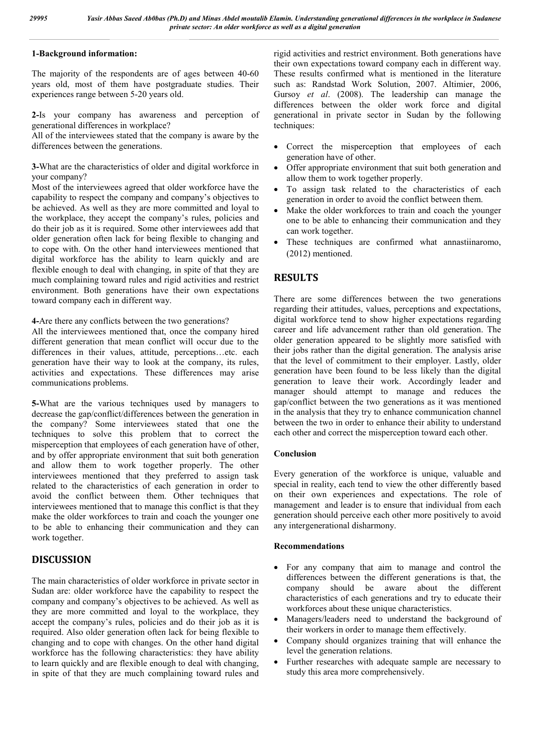**1-Background information:**

The majority of the respondents are of ages between 40-60 years old, most of them have postgraduate studies. Their experiences range between 5-20 years old.

**2-**Is your company has awareness and perception of generational differences in workplace?

All of the interviewees stated that the company is aware by the differences between the generations.

**3-**What are the characteristics of older and digital workforce in your company?

Most of the interviewees agreed that older workforce have the capability to respect the company and company's objectives to be achieved. As well as they are more committed and loyal to the workplace, they accept the company's rules, policies and do their job as it is required. Some other interviewees add that older generation often lack for being flexible to changing and to cope with. On the other hand interviewees mentioned that digital workforce has the ability to learn quickly and are flexible enough to deal with changing, in spite of that they are much complaining toward rules and rigid activities and restrict environment. Both generations have their own expectations toward company each in different way.

**4-**Are there any conflicts between the two generations?

All the interviewees mentioned that, once the company hired different generation that mean conflict will occur due to the differences in their values, attitude, perceptions…etc. each generation have their way to look at the company, its rules, activities and expectations. These differences may arise communications problems.

**5-**What are the various techniques used by managers to decrease the gap/conflict/differences between the generation in the company? Some interviewees stated that one the techniques to solve this problem that to correct the misperception that employees of each generation have of other, and by offer appropriate environment that suit both generation and allow them to work together properly. The other interviewees mentioned that they preferred to assign task related to the characteristics of each generation in order to avoid the conflict between them. Other techniques that interviewees mentioned that to manage this conflict is that they make the older workforces to train and coach the younger one to be able to enhancing their communication and they can work together.

## DISCUSSION

The main characteristics of older workforce in private sector in Sudan are: older workforce have the capability to respect the company and company's objectives to be achieved. As well as they are more committed and loyal to the workplace, they accept the company's rules, policies and do their job as it is required. Also older generation often lack for being flexible to changing and to cope with changes. On the other hand digital workforce has the following characteristics: they have ability to learn quickly and are flexible enough to deal with changing, in spite of that they are much complaining toward rules and rigid activities and restrict environment. Both generations have their own expectations toward company each in different way. These results confirmed what is mentioned in the literature such as: Randstad Work Solution, 2007. Altimier, 2006, Gursoy *et al*. (2008). The leadership can manage the differences between the older work force and digital generational in private sector in Sudan by the following techniques:

- Correct the misperception that employees of each generation have of other.
- Offer appropriate environment that suit both generation and allow them to work together properly.
- To assign task related to the characteristics of each generation in order to avoid the conflict between them.
- Make the older workforces to train and coach the younger one to be able to enhancing their communication and they can work together.
- These techniques are confirmed what annastiinaromo, (2012) mentioned.

## RESULTS

There are some differences between the two generations regarding their attitudes, values, perceptions and expectations, digital workforce tend to show higher expectations regarding career and life advancement rather than old generation. The older generation appeared to be slightly more satisfied with their jobs rather than the digital generation. The analysis arise that the level of commitment to their employer. Lastly, older generation have been found to be less likely than the digital generation to leave their work. Accordingly leader and manager should attempt to manage and reduces the gap/conflict between the two generations as it was mentioned in the analysis that they try to enhance communication channel between the two in order to enhance their ability to understand each other and correct the misperception toward each other.

### Conclusion

Every generation of the workforce is unique, valuable and special in reality, each tend to view the other differently based on their own experiences and expectations. The role of management and leader is to ensure that individual from each generation should perceive each other more positively to avoid any intergenerational disharmony.

### Recommendations

- For any company that aim to manage and control the differences between the different generations is that, the company should be aware about the different characteristics of each generations and try to educate their workforces about these unique characteristics.
- Managers/leaders need to understand the background of their workers in order to manage them effectively.
- Company should organizes training that will enhance the level the generation relations.
- Further researches with adequate sample are necessary to study this area more comprehensively.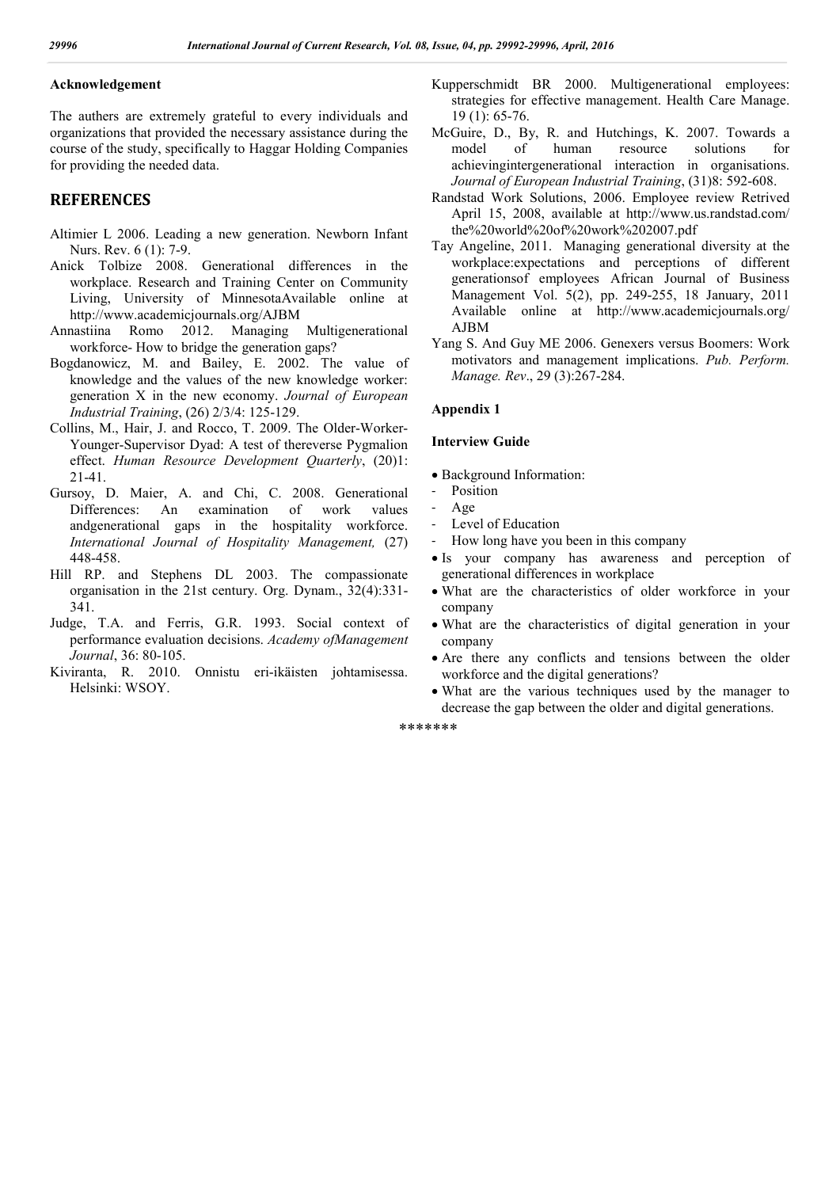### Acknowledgement

The authers are extremely grateful to every individuals and organizations that provided the necessary assistance during the course of the study, specifically to Haggar Holding Companies for providing the needed data.

## REFERENCES

Altimier L 2006. Leading a new generation. Newborn Infant Nurs. Rev. 6 (1): 7-9.

Anick Tolbize 2008. Generational differences in the workplace. Research and Training Center on Community Living, University of MinnesotaAvailable online at http://www.academicjournals.org/AJBM

Annastiina Romo 2012. Managing Multigenerational workforce- How to bridge the generation gaps?

Bogdanowicz, M. and Bailey, E. 2002. The value of knowledge and the values of the new knowledge worker: generation X in the new economy. *Journal of European Industrial Training*, (26) 2/3/4: 125-129.

Collins, M., Hair, J. and Rocco, T. 2009. The Older-Worker-Younger-Supervisor Dyad: A test of thereverse Pygmalion effect. *Human Resource Development Quarterly*, (20)1: 21-41.

Gursoy, D. Maier, A. and Chi, C. 2008. Generational Differences: An examination of work values andgenerational gaps in the hospitality workforce. *International Journal of Hospitality Management,* (27) 448-458.

Hill RP. and Stephens DL 2003. The compassionate organisation in the 21st century. Org. Dynam., 32(4):331-341.

Judge, T.A. and Ferris, G.R. 1993. Social context of performance evaluation decisions. *Academy ofManagement Journal*, 36: 80-105.

Kiviranta, R. 2010. Onnistu eri-ikäisten johtamisessa. Helsinki: WSOY.

Kupperschmidt BR 2000. Multigenerational employees: strategies for effective management. Health Care Manage. 19 (1): 65-76.

McGuire, D., By, R. and Hutchings, K. 2007. Towards a model of human resource solutions for achievingintergenerational interaction in organisations. *Journal of European Industrial Training*, (31)8: 592-608.

Randstad Work Solutions, 2006. Employee review Retrived April 15, 2008, available at http://www.us.randstad.com/the%20world%20of%20work%202007.pdf

Tay Angeline, 2011. Managing generational diversity at the workplace:expectations and perceptions of different generationsof employees African Journal of Business Management Vol. 5(2), pp. 249-255, 18 January, 2011 Available online at http://www.academicjournals.org/AJBM

Yang S. And Guy ME 2006. Genexers versus Boomers: Work motivators and management implications. *Pub. Perform. Manage. Rev*., 29 (3):267-284.

### Appendix 1

### Interview Guide

- Background Information:
  - Position
  - Age
  - Level of Education
  - How long have you been in this company
- Is your company has awareness and perception of generational differences in workplace
- What are the characteristics of older workforce in your company
- What are the characteristics of digital generation in your company
- Are there any conflicts and tensions between the older workforce and the digital generations?
- What are the various techniques used by the manager to decrease the gap between the older and digital generations.

\*\*\*\*\*\*\*